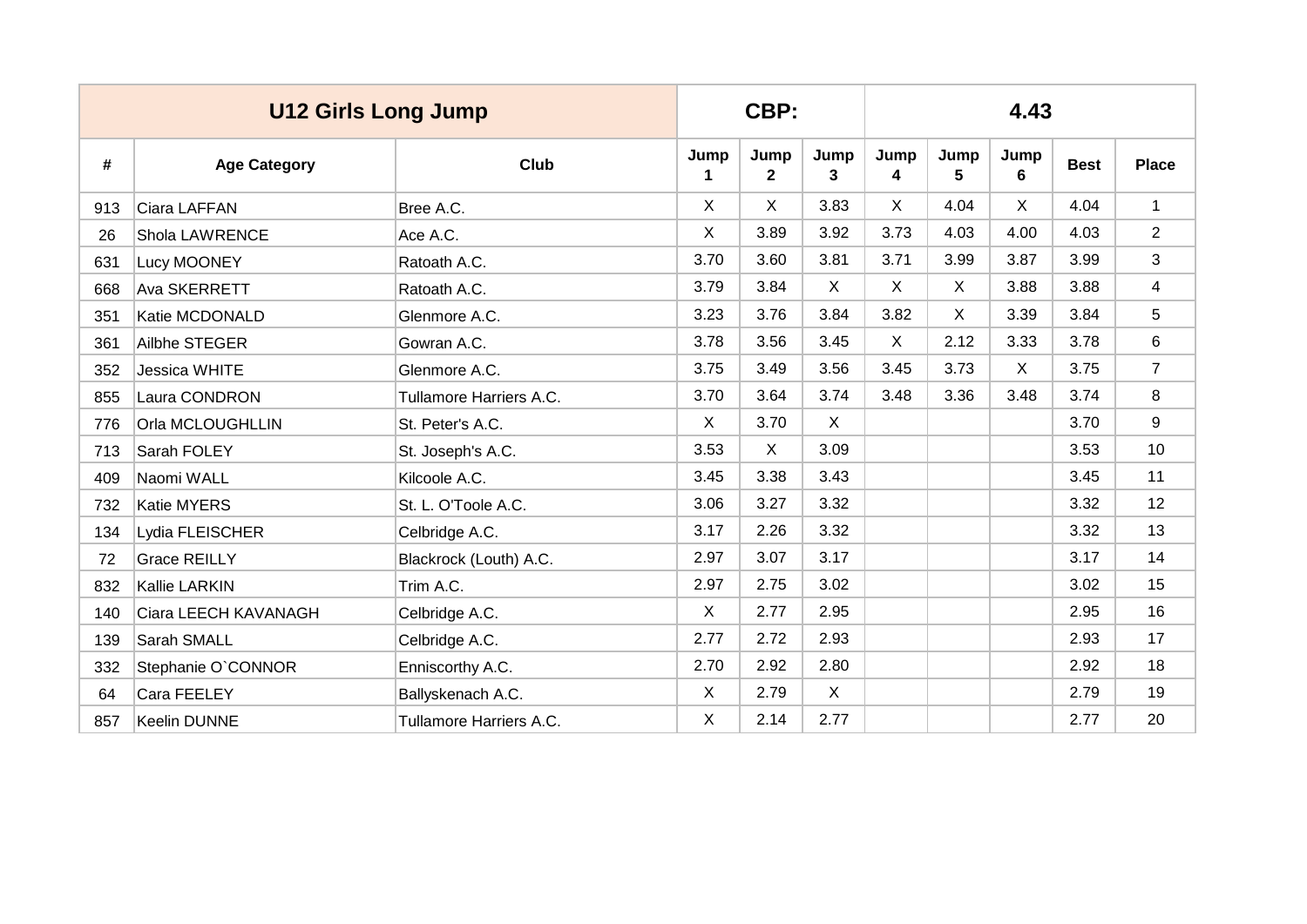| U12 Girls Long Jump | | | CBP: | | | 4.43 | | | | |
|---|---|---|---|---|---|---|---|---|---|---|
| # | Age Category | Club | Jump 1 | Jump 2 | Jump 3 | Jump 4 | Jump 5 | Jump 6 | Best | Place |
| 913 | Ciara LAFFAN | Bree A.C. | X | X | 3.83 | X | 4.04 | X | 4.04 | 1 |
| 26 | Shola LAWRENCE | Ace A.C. | X | 3.89 | 3.92 | 3.73 | 4.03 | 4.00 | 4.03 | 2 |
| 631 | Lucy MOONEY | Ratoath A.C. | 3.70 | 3.60 | 3.81 | 3.71 | 3.99 | 3.87 | 3.99 | 3 |
| 668 | Ava SKERRETT | Ratoath A.C. | 3.79 | 3.84 | X | X | X | 3.88 | 3.88 | 4 |
| 351 | Katie MCDONALD | Glenmore A.C. | 3.23 | 3.76 | 3.84 | 3.82 | X | 3.39 | 3.84 | 5 |
| 361 | Ailbhe STEGER | Gowran A.C. | 3.78 | 3.56 | 3.45 | X | 2.12 | 3.33 | 3.78 | 6 |
| 352 | Jessica WHITE | Glenmore A.C. | 3.75 | 3.49 | 3.56 | 3.45 | 3.73 | X | 3.75 | 7 |
| 855 | Laura CONDRON | Tullamore Harriers A.C. | 3.70 | 3.64 | 3.74 | 3.48 | 3.36 | 3.48 | 3.74 | 8 |
| 776 | Orla MCLOUGHLLIN | St. Peter's A.C. | X | 3.70 | X | | | | 3.70 | 9 |
| 713 | Sarah FOLEY | St. Joseph's A.C. | 3.53 | X | 3.09 | | | | 3.53 | 10 |
| 409 | Naomi WALL | Kilcoole A.C. | 3.45 | 3.38 | 3.43 | | | | 3.45 | 11 |
| 732 | Katie MYERS | St. L. O'Toole A.C. | 3.06 | 3.27 | 3.32 | | | | 3.32 | 12 |
| 134 | Lydia FLEISCHER | Celbridge A.C. | 3.17 | 2.26 | 3.32 | | | | 3.32 | 13 |
| 72 | Grace REILLY | Blackrock (Louth) A.C. | 2.97 | 3.07 | 3.17 | | | | 3.17 | 14 |
| 832 | Kallie LARKIN | Trim A.C. | 2.97 | 2.75 | 3.02 | | | | 3.02 | 15 |
| 140 | Ciara LEECH KAVANAGH | Celbridge A.C. | X | 2.77 | 2.95 | | | | 2.95 | 16 |
| 139 | Sarah SMALL | Celbridge A.C. | 2.77 | 2.72 | 2.93 | | | | 2.93 | 17 |
| 332 | Stephanie O`CONNOR | Enniscorthy A.C. | 2.70 | 2.92 | 2.80 | | | | 2.92 | 18 |
| 64 | Cara FEELEY | Ballyskenach A.C. | X | 2.79 | X | | | | 2.79 | 19 |
| 857 | Keelin DUNNE | Tullamore Harriers A.C. | X | 2.14 | 2.77 | | | | 2.77 | 20 |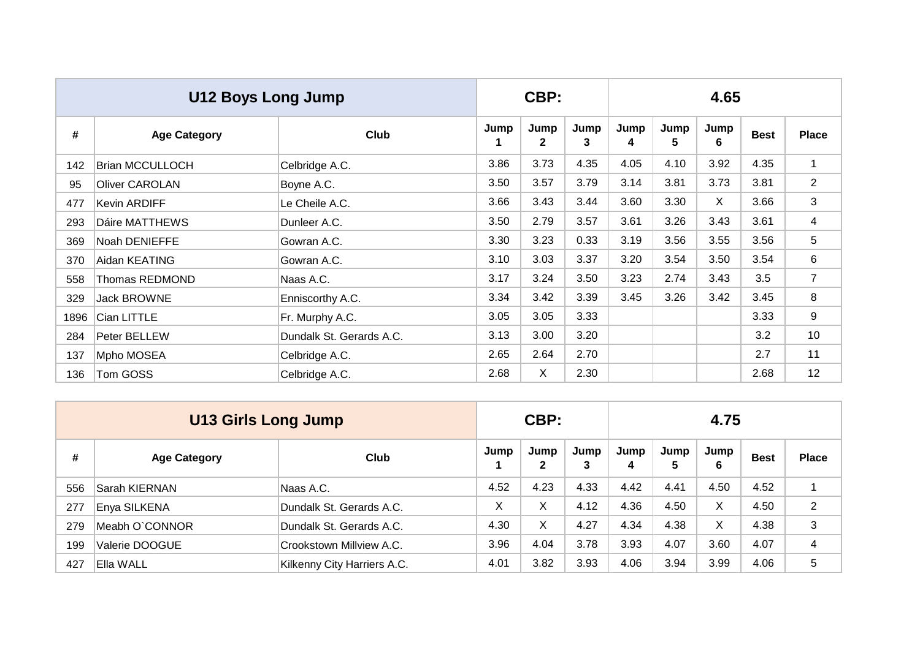| U12 Boys Long Jump | | | CBP: | | | 4.65 | | | | |
|---|---|---|---|---|---|---|---|---|---|---|
| # | Age Category | Club | Jump 1 | Jump 2 | Jump 3 | Jump 4 | Jump 5 | Jump 6 | Best | Place |
| 142 | Brian MCCULLOCH | Celbridge A.C. | 3.86 | 3.73 | 4.35 | 4.05 | 4.10 | 3.92 | 4.35 | 1 |
| 95 | Oliver CAROLAN | Boyne A.C. | 3.50 | 3.57 | 3.79 | 3.14 | 3.81 | 3.73 | 3.81 | 2 |
| 477 | Kevin ARDIFF | Le Cheile A.C. | 3.66 | 3.43 | 3.44 | 3.60 | 3.30 | X | 3.66 | 3 |
| 293 | Dáire MATTHEWS | Dunleer A.C. | 3.50 | 2.79 | 3.57 | 3.61 | 3.26 | 3.43 | 3.61 | 4 |
| 369 | Noah DENIEFFE | Gowran A.C. | 3.30 | 3.23 | 0.33 | 3.19 | 3.56 | 3.55 | 3.56 | 5 |
| 370 | Aidan KEATING | Gowran A.C. | 3.10 | 3.03 | 3.37 | 3.20 | 3.54 | 3.50 | 3.54 | 6 |
| 558 | Thomas REDMOND | Naas A.C. | 3.17 | 3.24 | 3.50 | 3.23 | 2.74 | 3.43 | 3.5 | 7 |
| 329 | Jack BROWNE | Enniscorthy A.C. | 3.34 | 3.42 | 3.39 | 3.45 | 3.26 | 3.42 | 3.45 | 8 |
| 1896 | Cian LITTLE | Fr. Murphy A.C. | 3.05 | 3.05 | 3.33 | | | | 3.33 | 9 |
| 284 | Peter BELLEW | Dundalk St. Gerards A.C. | 3.13 | 3.00 | 3.20 | | | | 3.2 | 10 |
| 137 | Mpho MOSEA | Celbridge A.C. | 2.65 | 2.64 | 2.70 | | | | 2.7 | 11 |
| 136 | Tom GOSS | Celbridge A.C. | 2.68 | X | 2.30 | | | | 2.68 | 12 |

| U13 Girls Long Jump | | | CBP: | | | 4.75 | | | | |
|---|---|---|---|---|---|---|---|---|---|---|
| # | Age Category | Club | Jump 1 | Jump 2 | Jump 3 | Jump 4 | Jump 5 | Jump 6 | Best | Place |
| 556 | Sarah KIERNAN | Naas A.C. | 4.52 | 4.23 | 4.33 | 4.42 | 4.41 | 4.50 | 4.52 | 1 |
| 277 | Enya SILKENA | Dundalk St. Gerards A.C. | X | X | 4.12 | 4.36 | 4.50 | X | 4.50 | 2 |
| 279 | Meabh O`CONNOR | Dundalk St. Gerards A.C. | 4.30 | X | 4.27 | 4.34 | 4.38 | X | 4.38 | 3 |
| 199 | Valerie DOOGUE | Crookstown Millview A.C. | 3.96 | 4.04 | 3.78 | 3.93 | 4.07 | 3.60 | 4.07 | 4 |
| 427 | Ella WALL | Kilkenny City Harriers A.C. | 4.01 | 3.82 | 3.93 | 4.06 | 3.94 | 3.99 | 4.06 | 5 |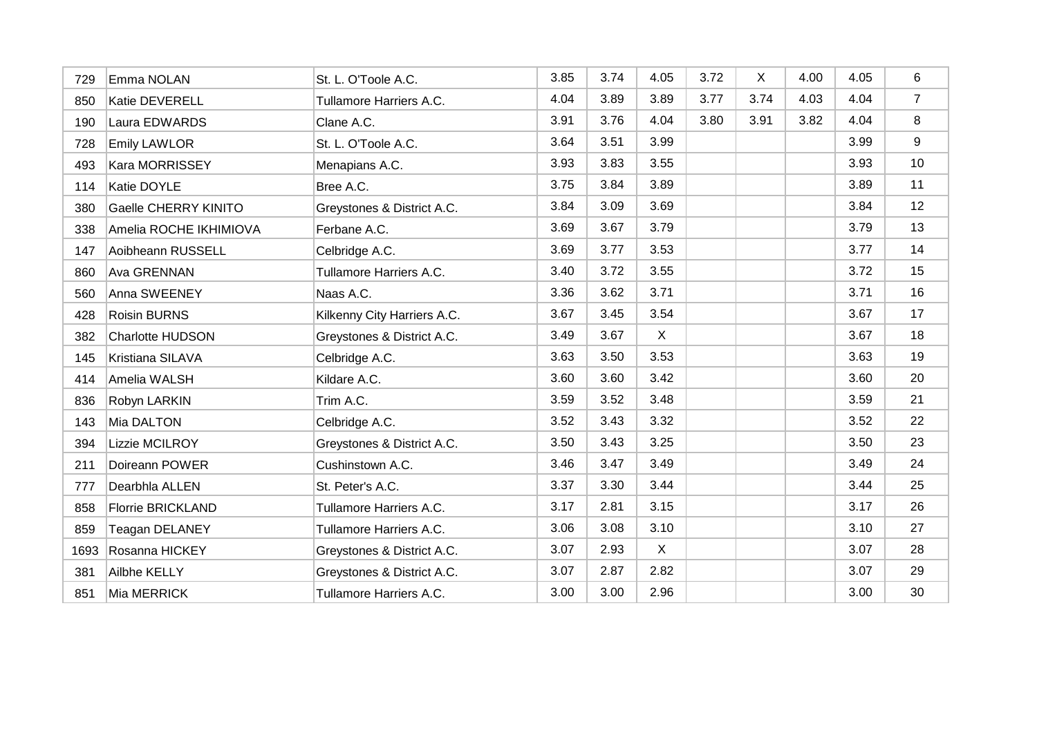| | | | | | | | | | | |
|---|---|---|---|---|---|---|---|---|---|---|
| 729 | Emma NOLAN | St. L. O'Toole A.C. | 3.85 | 3.74 | 4.05 | 3.72 | X | 4.00 | 4.05 | 6 |
| 850 | Katie DEVERELL | Tullamore Harriers A.C. | 4.04 | 3.89 | 3.89 | 3.77 | 3.74 | 4.03 | 4.04 | 7 |
| 190 | Laura EDWARDS | Clane A.C. | 3.91 | 3.76 | 4.04 | 3.80 | 3.91 | 3.82 | 4.04 | 8 |
| 728 | Emily LAWLOR | St. L. O'Toole A.C. | 3.64 | 3.51 | 3.99 | | | | 3.99 | 9 |
| 493 | Kara MORRISSEY | Menapians A.C. | 3.93 | 3.83 | 3.55 | | | | 3.93 | 10 |
| 114 | Katie DOYLE | Bree A.C. | 3.75 | 3.84 | 3.89 | | | | 3.89 | 11 |
| 380 | Gaelle CHERRY KINITO | Greystones & District A.C. | 3.84 | 3.09 | 3.69 | | | | 3.84 | 12 |
| 338 | Amelia ROCHE IKHIMIOVA | Ferbane A.C. | 3.69 | 3.67 | 3.79 | | | | 3.79 | 13 |
| 147 | Aoibheann RUSSELL | Celbridge A.C. | 3.69 | 3.77 | 3.53 | | | | 3.77 | 14 |
| 860 | Ava GRENNAN | Tullamore Harriers A.C. | 3.40 | 3.72 | 3.55 | | | | 3.72 | 15 |
| 560 | Anna SWEENEY | Naas A.C. | 3.36 | 3.62 | 3.71 | | | | 3.71 | 16 |
| 428 | Roisin BURNS | Kilkenny City Harriers A.C. | 3.67 | 3.45 | 3.54 | | | | 3.67 | 17 |
| 382 | Charlotte HUDSON | Greystones & District A.C. | 3.49 | 3.67 | X | | | | 3.67 | 18 |
| 145 | Kristiana SILAVA | Celbridge A.C. | 3.63 | 3.50 | 3.53 | | | | 3.63 | 19 |
| 414 | Amelia WALSH | Kildare A.C. | 3.60 | 3.60 | 3.42 | | | | 3.60 | 20 |
| 836 | Robyn LARKIN | Trim A.C. | 3.59 | 3.52 | 3.48 | | | | 3.59 | 21 |
| 143 | Mia DALTON | Celbridge A.C. | 3.52 | 3.43 | 3.32 | | | | 3.52 | 22 |
| 394 | Lizzie MCILROY | Greystones & District A.C. | 3.50 | 3.43 | 3.25 | | | | 3.50 | 23 |
| 211 | Doireann POWER | Cushinstown A.C. | 3.46 | 3.47 | 3.49 | | | | 3.49 | 24 |
| 777 | Dearbhla ALLEN | St. Peter's A.C. | 3.37 | 3.30 | 3.44 | | | | 3.44 | 25 |
| 858 | Florrie BRICKLAND | Tullamore Harriers A.C. | 3.17 | 2.81 | 3.15 | | | | 3.17 | 26 |
| 859 | Teagan DELANEY | Tullamore Harriers A.C. | 3.06 | 3.08 | 3.10 | | | | 3.10 | 27 |
| 1693 | Rosanna HICKEY | Greystones & District A.C. | 3.07 | 2.93 | X | | | | 3.07 | 28 |
| 381 | Ailbhe KELLY | Greystones & District A.C. | 3.07 | 2.87 | 2.82 | | | | 3.07 | 29 |
| 851 | Mia MERRICK | Tullamore Harriers A.C. | 3.00 | 3.00 | 2.96 | | | | 3.00 | 30 |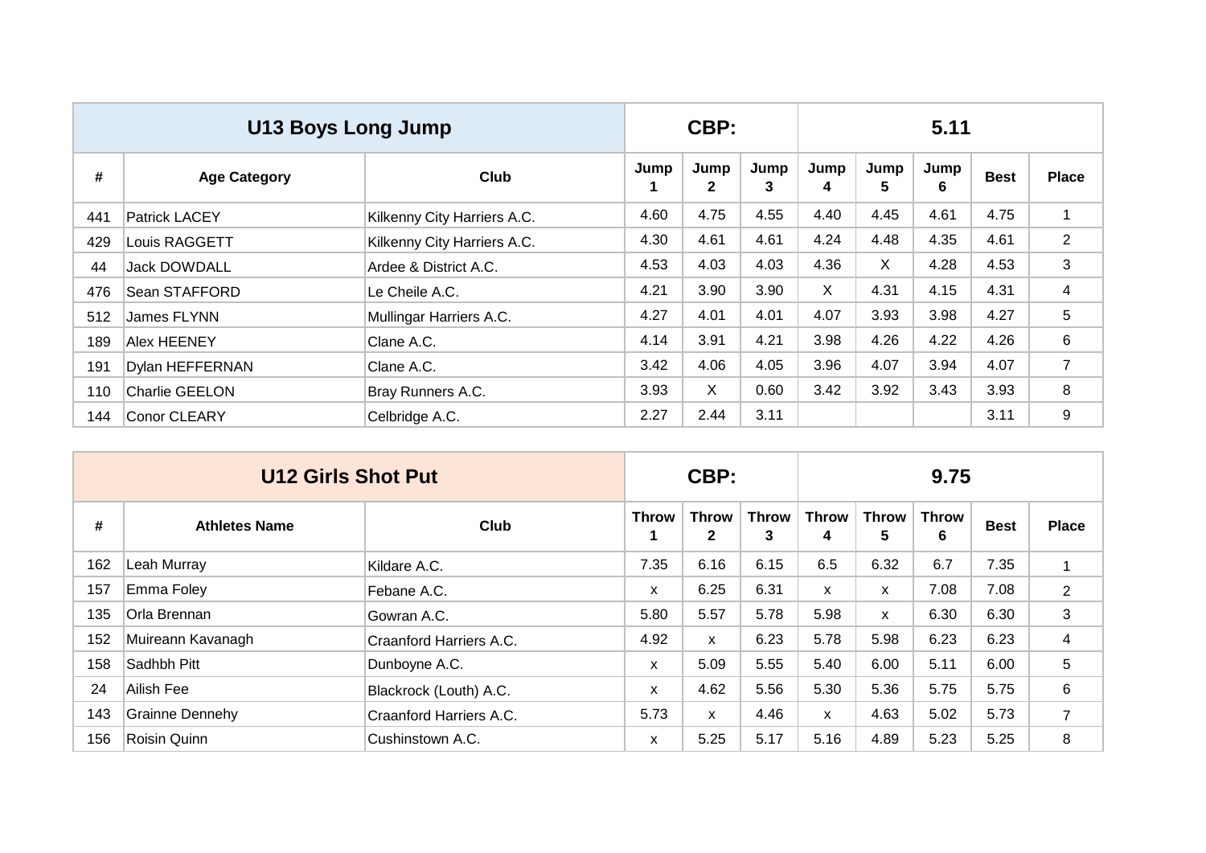| U13 Boys Long Jump | | | CBP: | | | 5.11 | | | | | |
|---|---|---|---|---|---|---|---|---|---|---|---|
| # | Age Category | Club | Jump 1 | Jump 2 | Jump 3 | Jump 4 | Jump 5 | Jump 6 | Best | Place |
| 441 | Patrick LACEY | Kilkenny City Harriers A.C. | 4.60 | 4.75 | 4.55 | 4.40 | 4.45 | 4.61 | 4.75 | 1 |
| 429 | Louis RAGGETT | Kilkenny City Harriers A.C. | 4.30 | 4.61 | 4.61 | 4.24 | 4.48 | 4.35 | 4.61 | 2 |
| 44 | Jack DOWDALL | Ardee & District A.C. | 4.53 | 4.03 | 4.03 | 4.36 | X | 4.28 | 4.53 | 3 |
| 476 | Sean STAFFORD | Le Cheile A.C. | 4.21 | 3.90 | 3.90 | X | 4.31 | 4.15 | 4.31 | 4 |
| 512 | James FLYNN | Mullingar Harriers A.C. | 4.27 | 4.01 | 4.01 | 4.07 | 3.93 | 3.98 | 4.27 | 5 |
| 189 | Alex HEENEY | Clane A.C. | 4.14 | 3.91 | 4.21 | 3.98 | 4.26 | 4.22 | 4.26 | 6 |
| 191 | Dylan HEFFERNAN | Clane A.C. | 3.42 | 4.06 | 4.05 | 3.96 | 4.07 | 3.94 | 4.07 | 7 |
| 110 | Charlie GEELON | Bray Runners A.C. | 3.93 | X | 0.60 | 3.42 | 3.92 | 3.43 | 3.93 | 8 |
| 144 | Conor CLEARY | Celbridge A.C. | 2.27 | 2.44 | 3.11 | | | | 3.11 | 9 |

| U12 Girls Shot Put | | | CBP: | | | 9.75 | | | | |
|---|---|---|---|---|---|---|---|---|---|---|
| # | Athletes Name | Club | Throw 1 | Throw 2 | Throw 3 | Throw 4 | Throw 5 | Throw 6 | Best | Place |
| 162 | Leah Murray | Kildare A.C. | 7.35 | 6.16 | 6.15 | 6.5 | 6.32 | 6.7 | 7.35 | 1 |
| 157 | Emma Foley | Febane A.C. | x | 6.25 | 6.31 | x | x | 7.08 | 7.08 | 2 |
| 135 | Orla Brennan | Gowran A.C. | 5.80 | 5.57 | 5.78 | 5.98 | x | 6.30 | 6.30 | 3 |
| 152 | Muireann Kavanagh | Craanford Harriers A.C. | 4.92 | x | 6.23 | 5.78 | 5.98 | 6.23 | 6.23 | 4 |
| 158 | Sadhbh Pitt | Dunboyne A.C. | x | 5.09 | 5.55 | 5.40 | 6.00 | 5.11 | 6.00 | 5 |
| 24 | Ailish Fee | Blackrock (Louth) A.C. | x | 4.62 | 5.56 | 5.30 | 5.36 | 5.75 | 5.75 | 6 |
| 143 | Grainne Dennehy | Craanford Harriers A.C. | 5.73 | x | 4.46 | x | 4.63 | 5.02 | 5.73 | 7 |
| 156 | Roisin Quinn | Cushinstown A.C. | x | 5.25 | 5.17 | 5.16 | 4.89 | 5.23 | 5.25 | 8 |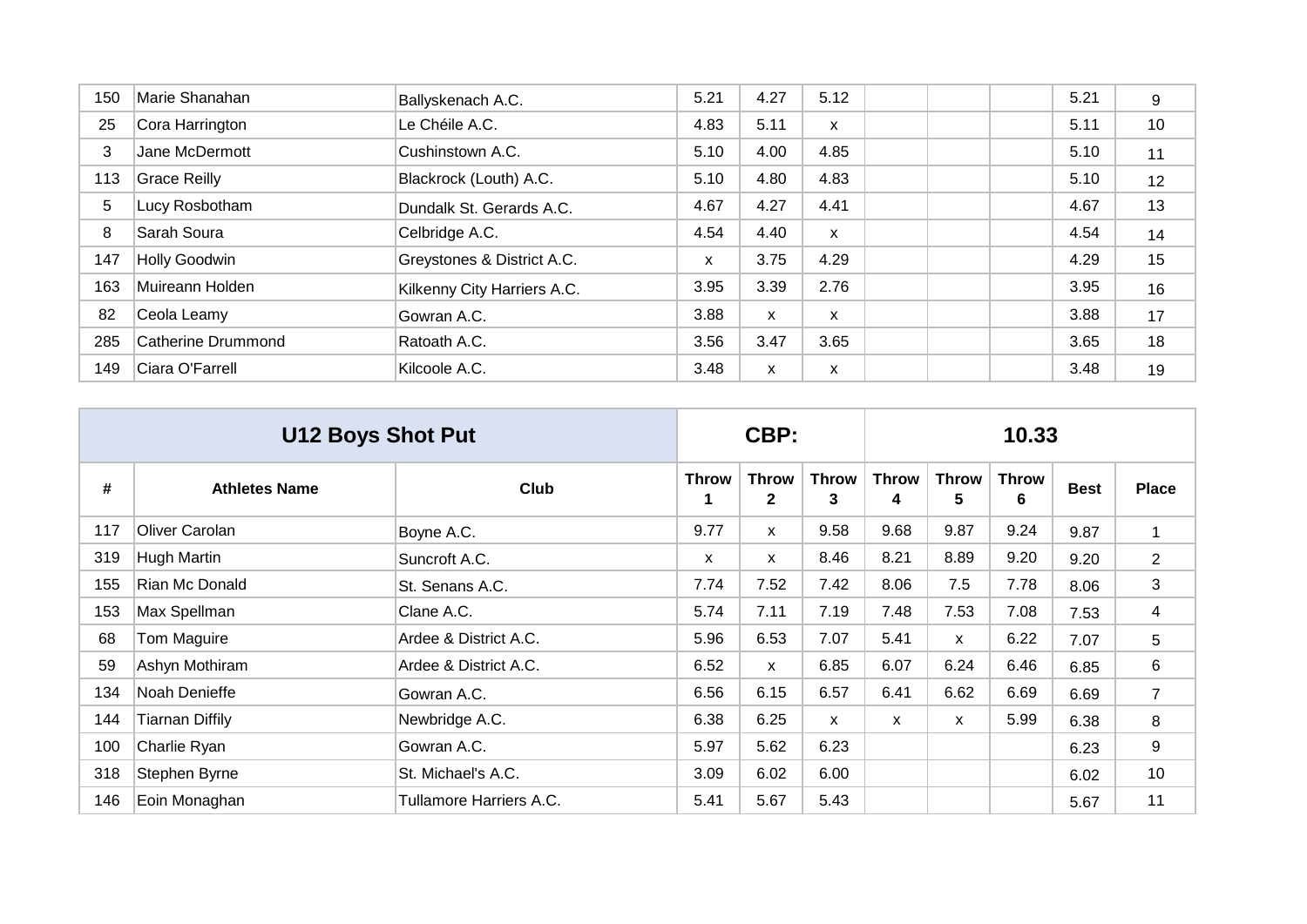| | | | | | | | | | | |
|---|---|---|---|---|---|---|---|---|---|---|
| 150 | Marie Shanahan | Ballyskenach A.C. | 5.21 | 4.27 | 5.12 | | | | 5.21 | 9 |
| 25 | Cora Harrington | Le Chéile A.C. | 4.83 | 5.11 | x | | | | 5.11 | 10 |
| 3 | Jane McDermott | Cushinstown A.C. | 5.10 | 4.00 | 4.85 | | | | 5.10 | 11 |
| 113 | Grace Reilly | Blackrock (Louth) A.C. | 5.10 | 4.80 | 4.83 | | | | 5.10 | 12 |
| 5 | Lucy Rosbotham | Dundalk St. Gerards A.C. | 4.67 | 4.27 | 4.41 | | | | 4.67 | 13 |
| 8 | Sarah Soura | Celbridge A.C. | 4.54 | 4.40 | x | | | | 4.54 | 14 |
| 147 | Holly Goodwin | Greystones & District A.C. | x | 3.75 | 4.29 | | | | 4.29 | 15 |
| 163 | Muireann Holden | Kilkenny City Harriers A.C. | 3.95 | 3.39 | 2.76 | | | | 3.95 | 16 |
| 82 | Ceola Leamy | Gowran A.C. | 3.88 | x | x | | | | 3.88 | 17 |
| 285 | Catherine Drummond | Ratoath A.C. | 3.56 | 3.47 | 3.65 | | | | 3.65 | 18 |
| 149 | Ciara O'Farrell | Kilcoole A.C. | 3.48 | x | x | | | | 3.48 | 19 |

| U12 Boys Shot Put | | | CBP: | | | 10.33 | | | | |
|---|---|---|---|---|---|---|---|---|---|---|
| **#** | **Athletes Name** | **Club** | **Throw 1** | **Throw 2** | **Throw 3** | **Throw 4** | **Throw 5** | **Throw 6** | **Best** | **Place** |
| 117 | Oliver Carolan | Boyne A.C. | 9.77 | x | 9.58 | 9.68 | 9.87 | 9.24 | 9.87 | 1 |
| 319 | Hugh Martin | Suncroft A.C. | x | x | 8.46 | 8.21 | 8.89 | 9.20 | 9.20 | 2 |
| 155 | Rian Mc Donald | St. Senans A.C. | 7.74 | 7.52 | 7.42 | 8.06 | 7.5 | 7.78 | 8.06 | 3 |
| 153 | Max Spellman | Clane A.C. | 5.74 | 7.11 | 7.19 | 7.48 | 7.53 | 7.08 | 7.53 | 4 |
| 68 | Tom Maguire | Ardee & District A.C. | 5.96 | 6.53 | 7.07 | 5.41 | x | 6.22 | 7.07 | 5 |
| 59 | Ashyn Mothiram | Ardee & District A.C. | 6.52 | x | 6.85 | 6.07 | 6.24 | 6.46 | 6.85 | 6 |
| 134 | Noah Denieffe | Gowran A.C. | 6.56 | 6.15 | 6.57 | 6.41 | 6.62 | 6.69 | 6.69 | 7 |
| 144 | Tiarnan Diffily | Newbridge A.C. | 6.38 | 6.25 | x | x | x | 5.99 | 6.38 | 8 |
| 100 | Charlie Ryan | Gowran A.C. | 5.97 | 5.62 | 6.23 | | | | 6.23 | 9 |
| 318 | Stephen Byrne | St. Michael's A.C. | 3.09 | 6.02 | 6.00 | | | | 6.02 | 10 |
| 146 | Eoin Monaghan | Tullamore Harriers A.C. | 5.41 | 5.67 | 5.43 | | | | 5.67 | 11 |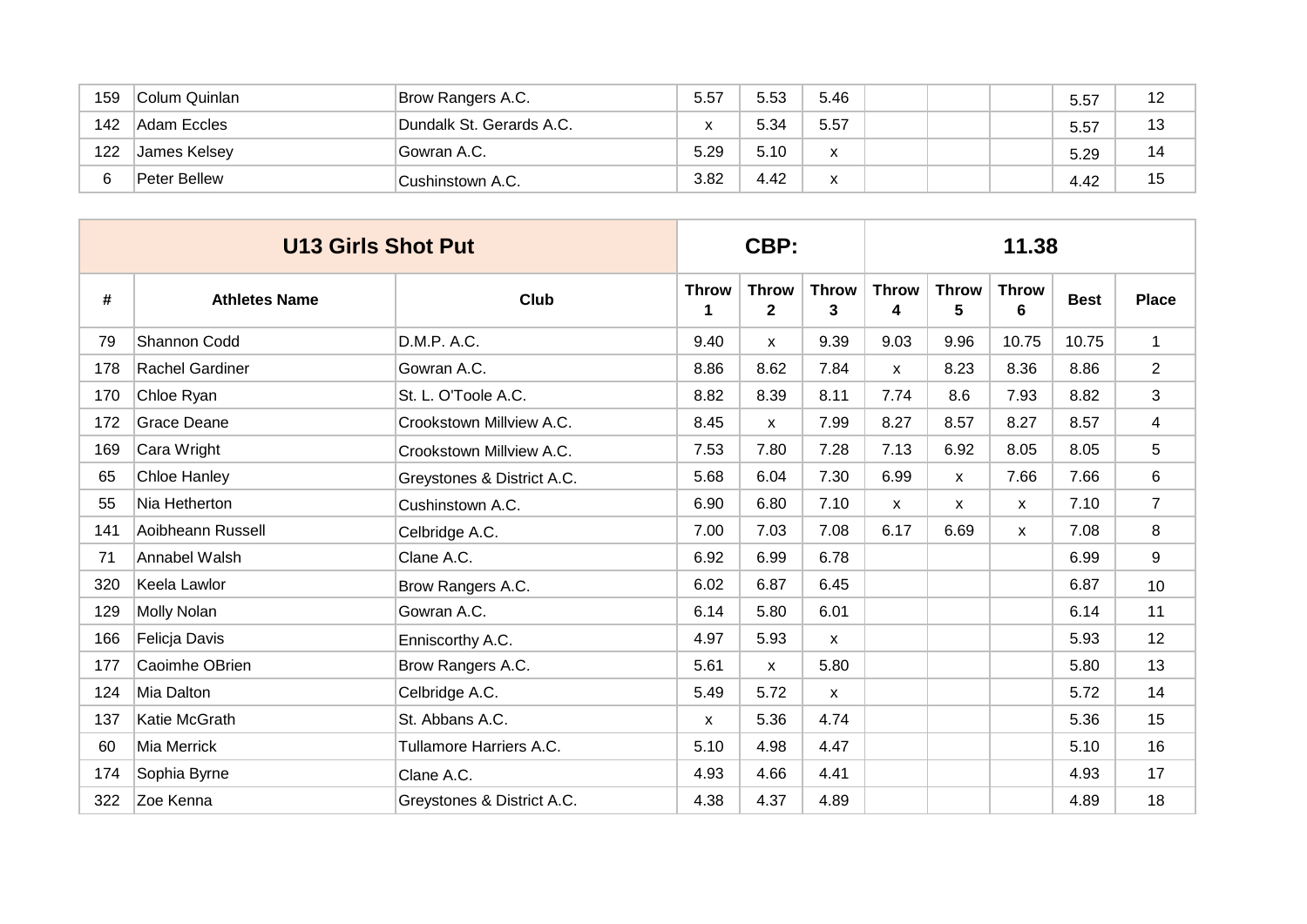| # | Athletes Name | Club | Throw 1 | Throw 2 | Throw 3 | Throw 4 | Throw 5 | Throw 6 | Best | Place |
|---|---|---|---|---|---|---|---|---|---|---|
| 159 | Colum Quinlan | Brow Rangers A.C. | 5.57 | 5.53 | 5.46 | | | | 5.57 | 12 |
| 142 | Adam Eccles | Dundalk St. Gerards A.C. | x | 5.34 | 5.57 | | | | 5.57 | 13 |
| 122 | James Kelsey | Gowran A.C. | 5.29 | 5.10 | x | | | | 5.29 | 14 |
| 6 | Peter Bellew | Cushinstown A.C. | 3.82 | 4.42 | x | | | | 4.42 | 15 |

| U13 Girls Shot Put | | | CBP: | | | 11.38 | | | | |
|---|---|---|---|---|---|---|---|---|---|---|
| # | Athletes Name | Club | Throw 1 | Throw 2 | Throw 3 | Throw 4 | Throw 5 | Throw 6 | Best | Place |
| 79 | Shannon Codd | D.M.P. A.C. | 9.40 | x | 9.39 | 9.03 | 9.96 | 10.75 | 10.75 | 1 |
| 178 | Rachel Gardiner | Gowran A.C. | 8.86 | 8.62 | 7.84 | x | 8.23 | 8.36 | 8.86 | 2 |
| 170 | Chloe Ryan | St. L. O'Toole A.C. | 8.82 | 8.39 | 8.11 | 7.74 | 8.6 | 7.93 | 8.82 | 3 |
| 172 | Grace Deane | Crookstown Millview A.C. | 8.45 | x | 7.99 | 8.27 | 8.57 | 8.27 | 8.57 | 4 |
| 169 | Cara Wright | Crookstown Millview A.C. | 7.53 | 7.80 | 7.28 | 7.13 | 6.92 | 8.05 | 8.05 | 5 |
| 65 | Chloe Hanley | Greystones & District A.C. | 5.68 | 6.04 | 7.30 | 6.99 | x | 7.66 | 7.66 | 6 |
| 55 | Nia Hetherton | Cushinstown A.C. | 6.90 | 6.80 | 7.10 | x | x | x | 7.10 | 7 |
| 141 | Aoibheann Russell | Celbridge A.C. | 7.00 | 7.03 | 7.08 | 6.17 | 6.69 | x | 7.08 | 8 |
| 71 | Annabel Walsh | Clane A.C. | 6.92 | 6.99 | 6.78 | | | | 6.99 | 9 |
| 320 | Keela Lawlor | Brow Rangers A.C. | 6.02 | 6.87 | 6.45 | | | | 6.87 | 10 |
| 129 | Molly Nolan | Gowran A.C. | 6.14 | 5.80 | 6.01 | | | | 6.14 | 11 |
| 166 | Felicja Davis | Enniscorthy A.C. | 4.97 | 5.93 | x | | | | 5.93 | 12 |
| 177 | Caoimhe OBrien | Brow Rangers A.C. | 5.61 | x | 5.80 | | | | 5.80 | 13 |
| 124 | Mia Dalton | Celbridge A.C. | 5.49 | 5.72 | x | | | | 5.72 | 14 |
| 137 | Katie McGrath | St. Abbans A.C. | x | 5.36 | 4.74 | | | | 5.36 | 15 |
| 60 | Mia Merrick | Tullamore Harriers A.C. | 5.10 | 4.98 | 4.47 | | | | 5.10 | 16 |
| 174 | Sophia Byrne | Clane A.C. | 4.93 | 4.66 | 4.41 | | | | 4.93 | 17 |
| 322 | Zoe Kenna | Greystones & District A.C. | 4.38 | 4.37 | 4.89 | | | | 4.89 | 18 |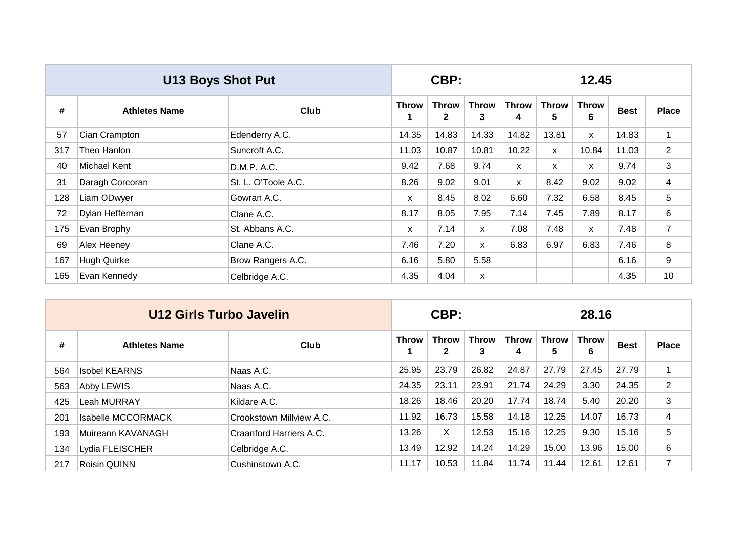| U13 Boys Shot Put | | | CBP: | | | 12.45 | | | | |
|---|---|---|---|---|---|---|---|---|---|---|
| # | Athletes Name | Club | Throw 1 | Throw 2 | Throw 3 | Throw 4 | Throw 5 | Throw 6 | Best | Place |
| 57 | Cian Crampton | Edenderry A.C. | 14.35 | 14.83 | 14.33 | 14.82 | 13.81 | x | 14.83 | 1 |
| 317 | Theo Hanlon | Suncroft A.C. | 11.03 | 10.87 | 10.81 | 10.22 | x | 10.84 | 11.03 | 2 |
| 40 | Michael Kent | D.M.P. A.C. | 9.42 | 7.68 | 9.74 | x | x | x | 9.74 | 3 |
| 31 | Daragh Corcoran | St. L. O'Toole A.C. | 8.26 | 9.02 | 9.01 | x | 8.42 | 9.02 | 9.02 | 4 |
| 128 | Liam ODwyer | Gowran A.C. | x | 8.45 | 8.02 | 6.60 | 7.32 | 6.58 | 8.45 | 5 |
| 72 | Dylan Heffernan | Clane A.C. | 8.17 | 8.05 | 7.95 | 7.14 | 7.45 | 7.89 | 8.17 | 6 |
| 175 | Evan Brophy | St. Abbans A.C. | x | 7.14 | x | 7.08 | 7.48 | x | 7.48 | 7 |
| 69 | Alex Heeney | Clane A.C. | 7.46 | 7.20 | x | 6.83 | 6.97 | 6.83 | 7.46 | 8 |
| 167 | Hugh Quirke | Brow Rangers A.C. | 6.16 | 5.80 | 5.58 | | | | 6.16 | 9 |
| 165 | Evan Kennedy | Celbridge A.C. | 4.35 | 4.04 | x | | | | 4.35 | 10 |

| U12 Girls Turbo Javelin | | | CBP: | | | 28.16 | | | | |
|---|---|---|---|---|---|---|---|---|---|---|
| # | Athletes Name | Club | Throw 1 | Throw 2 | Throw 3 | Throw 4 | Throw 5 | Throw 6 | Best | Place |
| 564 | Isobel KEARNS | Naas A.C. | 25.95 | 23.79 | 26.82 | 24.87 | 27.79 | 27.45 | 27.79 | 1 |
| 563 | Abby LEWIS | Naas A.C. | 24.35 | 23.11 | 23.91 | 21.74 | 24.29 | 3.30 | 24.35 | 2 |
| 425 | Leah MURRAY | Kildare A.C. | 18.26 | 18.46 | 20.20 | 17.74 | 18.74 | 5.40 | 20.20 | 3 |
| 201 | Isabelle MCCORMACK | Crookstown Millview A.C. | 11.92 | 16.73 | 15.58 | 14.18 | 12.25 | 14.07 | 16.73 | 4 |
| 193 | Muireann KAVANAGH | Craanford Harriers A.C. | 13.26 | X | 12.53 | 15.16 | 12.25 | 9.30 | 15.16 | 5 |
| 134 | Lydia FLEISCHER | Celbridge A.C. | 13.49 | 12.92 | 14.24 | 14.29 | 15.00 | 13.96 | 15.00 | 6 |
| 217 | Roisin QUINN | Cushinstown A.C. | 11.17 | 10.53 | 11.84 | 11.74 | 11.44 | 12.61 | 12.61 | 7 |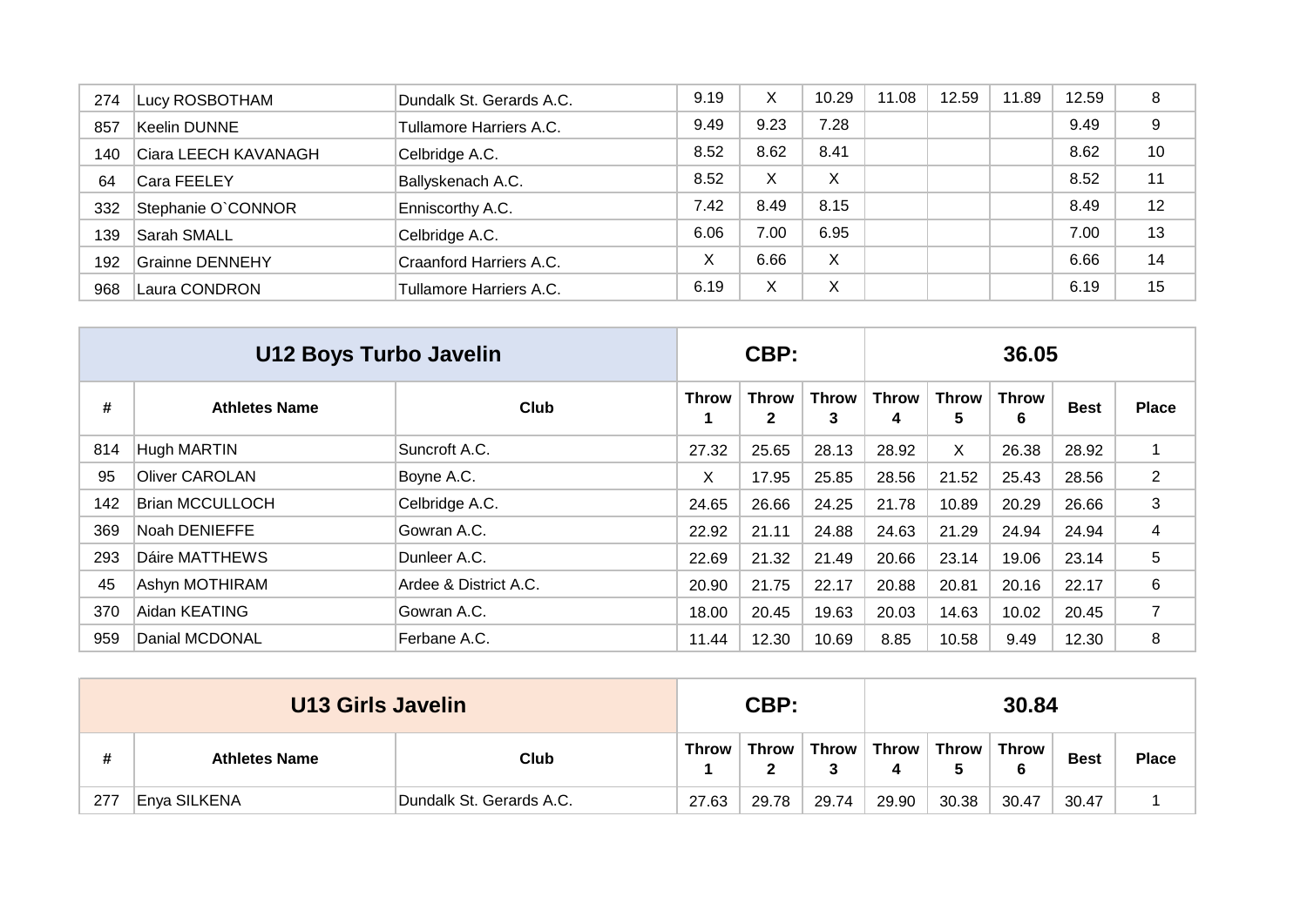| # | Athletes Name | Club | Throw 1 | Throw 2 | Throw 3 | Throw 4 | Throw 5 | Throw 6 | Best | Place |
|---|---|---|---|---|---|---|---|---|---|---|
| 274 | Lucy ROSBOTHAM | Dundalk St. Gerards A.C. | 9.19 | X | 10.29 | 11.08 | 12.59 | 11.89 | 12.59 | 8 |
| 857 | Keelin DUNNE | Tullamore Harriers A.C. | 9.49 | 9.23 | 7.28 | | | | 9.49 | 9 |
| 140 | Ciara LEECH KAVANAGH | Celbridge A.C. | 8.52 | 8.62 | 8.41 | | | | 8.62 | 10 |
| 64 | Cara FEELEY | Ballyskenach A.C. | 8.52 | X | X | | | | 8.52 | 11 |
| 332 | Stephanie O`CONNOR | Enniscorthy A.C. | 7.42 | 8.49 | 8.15 | | | | 8.49 | 12 |
| 139 | Sarah SMALL | Celbridge A.C. | 6.06 | 7.00 | 6.95 | | | | 7.00 | 13 |
| 192 | Grainne DENNEHY | Craanford Harriers A.C. | X | 6.66 | X | | | | 6.66 | 14 |
| 968 | Laura CONDRON | Tullamore Harriers A.C. | 6.19 | X | X | | | | 6.19 | 15 |

## U12 Boys Turbo Javelin

**CBP: 36.05**

| # | Athletes Name | Club | Throw 1 | Throw 2 | Throw 3 | Throw 4 | Throw 5 | Throw 6 | Best | Place |
|---|---|---|---|---|---|---|---|---|---|---|
| 814 | Hugh MARTIN | Suncroft A.C. | 27.32 | 25.65 | 28.13 | 28.92 | X | 26.38 | 28.92 | 1 |
| 95 | Oliver CAROLAN | Boyne A.C. | X | 17.95 | 25.85 | 28.56 | 21.52 | 25.43 | 28.56 | 2 |
| 142 | Brian MCCULLOCH | Celbridge A.C. | 24.65 | 26.66 | 24.25 | 21.78 | 10.89 | 20.29 | 26.66 | 3 |
| 369 | Noah DENIEFFE | Gowran A.C. | 22.92 | 21.11 | 24.88 | 24.63 | 21.29 | 24.94 | 24.94 | 4 |
| 293 | Dáire MATTHEWS | Dunleer A.C. | 22.69 | 21.32 | 21.49 | 20.66 | 23.14 | 19.06 | 23.14 | 5 |
| 45 | Ashyn MOTHIRAM | Ardee & District A.C. | 20.90 | 21.75 | 22.17 | 20.88 | 20.81 | 20.16 | 22.17 | 6 |
| 370 | Aidan KEATING | Gowran A.C. | 18.00 | 20.45 | 19.63 | 20.03 | 14.63 | 10.02 | 20.45 | 7 |
| 959 | Danial MCDONAL | Ferbane A.C. | 11.44 | 12.30 | 10.69 | 8.85 | 10.58 | 9.49 | 12.30 | 8 |

## U13 Girls Javelin

**CBP: 30.84**

| # | Athletes Name | Club | Throw 1 | Throw 2 | Throw 3 | Throw 4 | Throw 5 | Throw 6 | Best | Place |
|---|---|---|---|---|---|---|---|---|---|---|
| 277 | Enya SILKENA | Dundalk St. Gerards A.C. | 27.63 | 29.78 | 29.74 | 29.90 | 30.38 | 30.47 | 30.47 | 1 |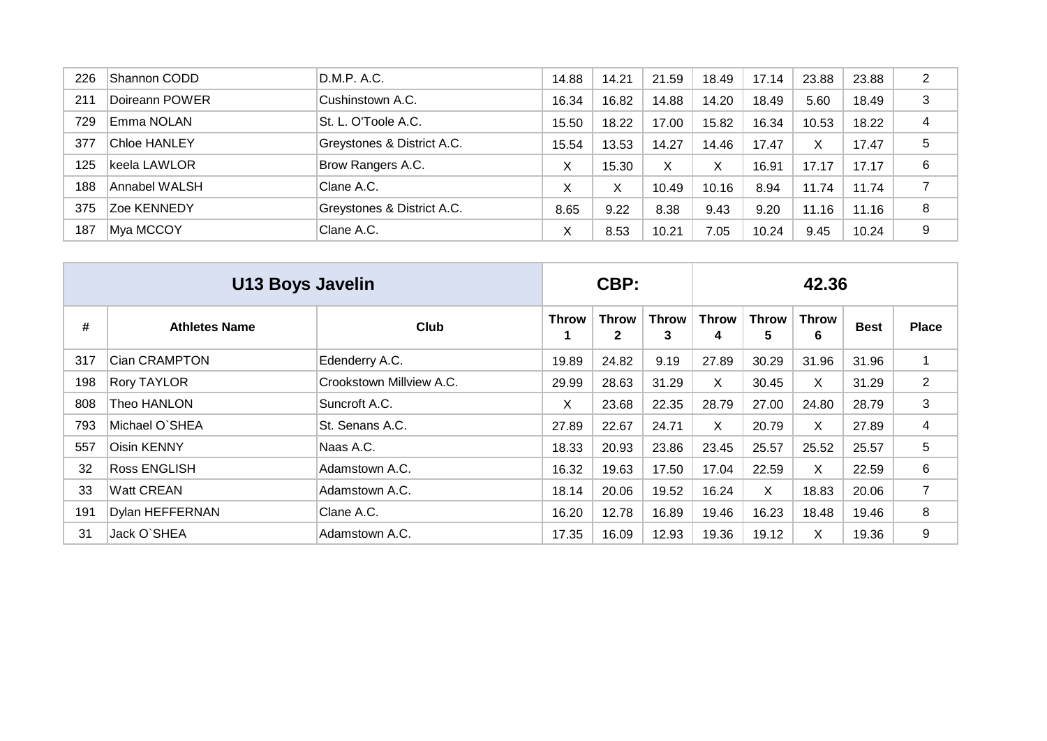| # | Athletes Name | Club | Throw 1 | Throw 2 | Throw 3 | Throw 4 | Throw 5 | Throw 6 | Best | Place |
|---|---|---|---|---|---|---|---|---|---|---|
| 226 | Shannon CODD | D.M.P. A.C. | 14.88 | 14.21 | 21.59 | 18.49 | 17.14 | 23.88 | 23.88 | 2 |
| 211 | Doireann POWER | Cushinstown A.C. | 16.34 | 16.82 | 14.88 | 14.20 | 18.49 | 5.60 | 18.49 | 3 |
| 729 | Emma NOLAN | St. L. O'Toole A.C. | 15.50 | 18.22 | 17.00 | 15.82 | 16.34 | 10.53 | 18.22 | 4 |
| 377 | Chloe HANLEY | Greystones & District A.C. | 15.54 | 13.53 | 14.27 | 14.46 | 17.47 | X | 17.47 | 5 |
| 125 | keela LAWLOR | Brow Rangers A.C. | X | 15.30 | X | X | 16.91 | 17.17 | 17.17 | 6 |
| 188 | Annabel WALSH | Clane A.C. | X | X | 10.49 | 10.16 | 8.94 | 11.74 | 11.74 | 7 |
| 375 | Zoe KENNEDY | Greystones & District A.C. | 8.65 | 9.22 | 8.38 | 9.43 | 9.20 | 11.16 | 11.16 | 8 |
| 187 | Mya MCCOY | Clane A.C. | X | 8.53 | 10.21 | 7.05 | 10.24 | 9.45 | 10.24 | 9 |

| U13 Boys Javelin | | | CBP: | | | 42.36 | | | | |
|---|---|---|---|---|---|---|---|---|---|---|
| # | Athletes Name | Club | Throw 1 | Throw 2 | Throw 3 | Throw 4 | Throw 5 | Throw 6 | Best | Place |
| 317 | Cian CRAMPTON | Edenderry A.C. | 19.89 | 24.82 | 9.19 | 27.89 | 30.29 | 31.96 | 31.96 | 1 |
| 198 | Rory TAYLOR | Crookstown Millview A.C. | 29.99 | 28.63 | 31.29 | X | 30.45 | X | 31.29 | 2 |
| 808 | Theo HANLON | Suncroft A.C. | X | 23.68 | 22.35 | 28.79 | 27.00 | 24.80 | 28.79 | 3 |
| 793 | Michael O`SHEA | St. Senans A.C. | 27.89 | 22.67 | 24.71 | X | 20.79 | X | 27.89 | 4 |
| 557 | Oisin KENNY | Naas A.C. | 18.33 | 20.93 | 23.86 | 23.45 | 25.57 | 25.52 | 25.57 | 5 |
| 32 | Ross ENGLISH | Adamstown A.C. | 16.32 | 19.63 | 17.50 | 17.04 | 22.59 | X | 22.59 | 6 |
| 33 | Watt CREAN | Adamstown A.C. | 18.14 | 20.06 | 19.52 | 16.24 | X | 18.83 | 20.06 | 7 |
| 191 | Dylan HEFFERNAN | Clane A.C. | 16.20 | 12.78 | 16.89 | 19.46 | 16.23 | 18.48 | 19.46 | 8 |
| 31 | Jack O`SHEA | Adamstown A.C. | 17.35 | 16.09 | 12.93 | 19.36 | 19.12 | X | 19.36 | 9 |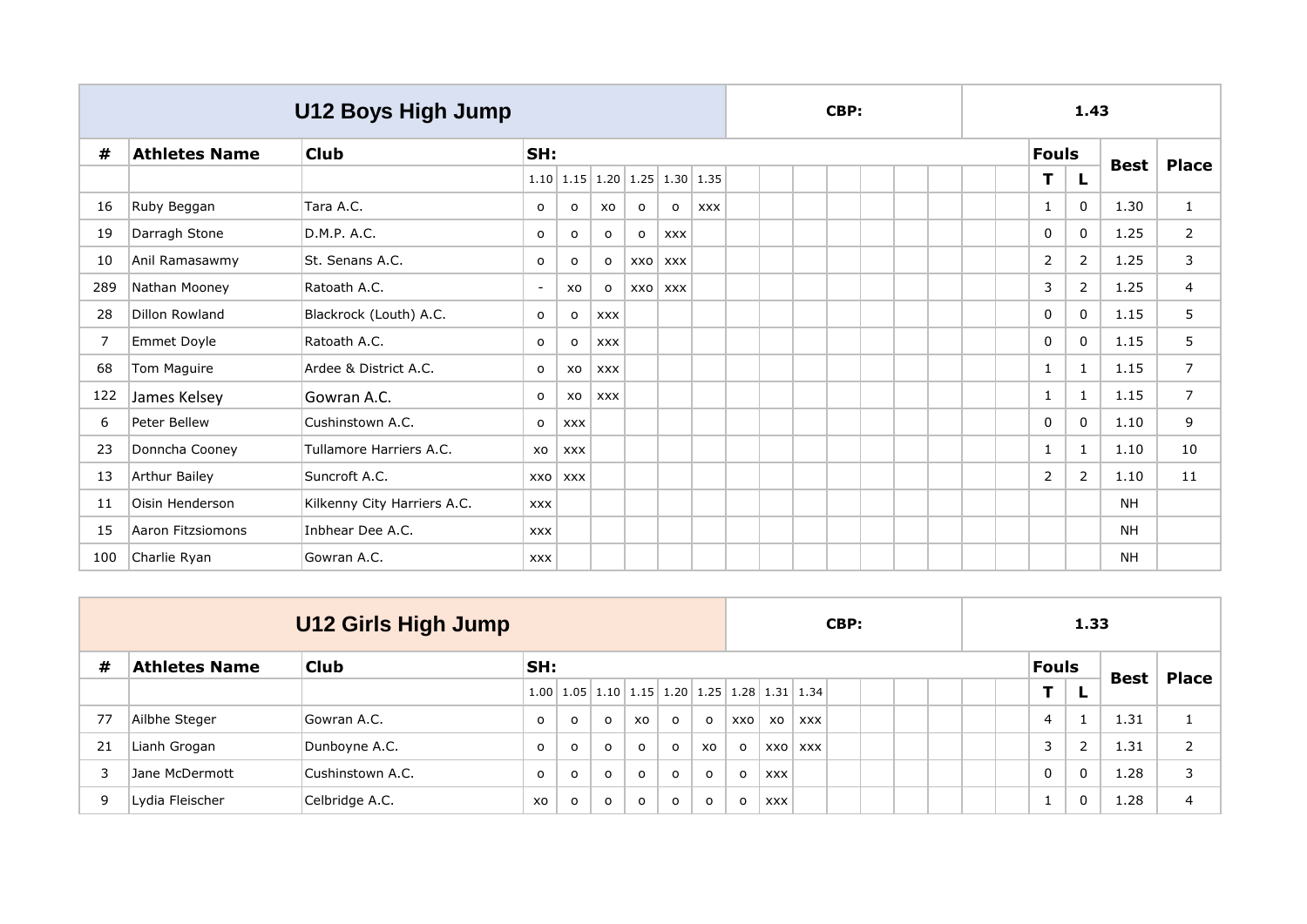## U12 Boys High Jump

**CBP:** 1.43

| # | Athletes Name | Club | SH: | | | | | | | | | | | | | | Fouls | | Best | Place |
|---|---|---|---|---|---|---|---|---|---|---|---|---|---|---|---|---|---|---|---|---|
| | | | 1.10 | 1.15 | 1.20 | 1.25 | 1.30 | 1.35 | | | | | | | | | T | L | | |
| 16 | Ruby Beggan | Tara A.C. | o | o | xo | o | o | xxx | | | | | | | | | 1 | 0 | 1.30 | 1 |
| 19 | Darragh Stone | D.M.P. A.C. | o | o | o | o | xxx | | | | | | | | | | 0 | 0 | 1.25 | 2 |
| 10 | Anil Ramasawmy | St. Senans A.C. | o | o | o | xxo | xxx | | | | | | | | | | 2 | 2 | 1.25 | 3 |
| 289 | Nathan Mooney | Ratoath A.C. | - | xo | o | xxo | xxx | | | | | | | | | | 3 | 2 | 1.25 | 4 |
| 28 | Dillon Rowland | Blackrock (Louth) A.C. | o | o | xxx | | | | | | | | | | | | 0 | 0 | 1.15 | 5 |
| 7 | Emmet Doyle | Ratoath A.C. | o | o | xxx | | | | | | | | | | | | 0 | 0 | 1.15 | 5 |
| 68 | Tom Maguire | Ardee & District A.C. | o | xo | xxx | | | | | | | | | | | | 1 | 1 | 1.15 | 7 |
| 122 | James Kelsey | Gowran A.C. | o | xo | xxx | | | | | | | | | | | | 1 | 1 | 1.15 | 7 |
| 6 | Peter Bellew | Cushinstown A.C. | o | xxx | | | | | | | | | | | | | 0 | 0 | 1.10 | 9 |
| 23 | Donncha Cooney | Tullamore Harriers A.C. | xo | xxx | | | | | | | | | | | | | 1 | 1 | 1.10 | 10 |
| 13 | Arthur Bailey | Suncroft A.C. | xxo | xxx | | | | | | | | | | | | | 2 | 2 | 1.10 | 11 |
| 11 | Oisin Henderson | Kilkenny City Harriers A.C. | xxx | | | | | | | | | | | | | | | | NH | |
| 15 | Aaron Fitzsiomons | Inbhear Dee A.C. | xxx | | | | | | | | | | | | | | | | NH | |
| 100 | Charlie Ryan | Gowran A.C. | xxx | | | | | | | | | | | | | | | | NH | |

## U12 Girls High Jump

**CBP:** 1.33

| # | Athletes Name | Club | SH: | | | | | | | | | | | | | | Fouls | | Best | Place |
|---|---|---|---|---|---|---|---|---|---|---|---|---|---|---|---|---|---|---|---|---|
| | | | 1.00 | 1.05 | 1.10 | 1.15 | 1.20 | 1.25 | 1.28 | 1.31 | 1.34 | | | | | | T | L | | |
| 77 | Ailbhe Steger | Gowran A.C. | o | o | o | xo | o | o | xxo | xo | xxx | | | | | | 4 | 1 | 1.31 | 1 |
| 21 | Lianh Grogan | Dunboyne A.C. | o | o | o | o | o | xo | o | xxo | xxx | | | | | | 3 | 2 | 1.31 | 2 |
| 3 | Jane McDermott | Cushinstown A.C. | o | o | o | o | o | o | o | xxx | | | | | | | 0 | 0 | 1.28 | 3 |
| 9 | Lydia Fleischer | Celbridge A.C. | xo | o | o | o | o | o | o | xxx | | | | | | | 1 | 0 | 1.28 | 4 |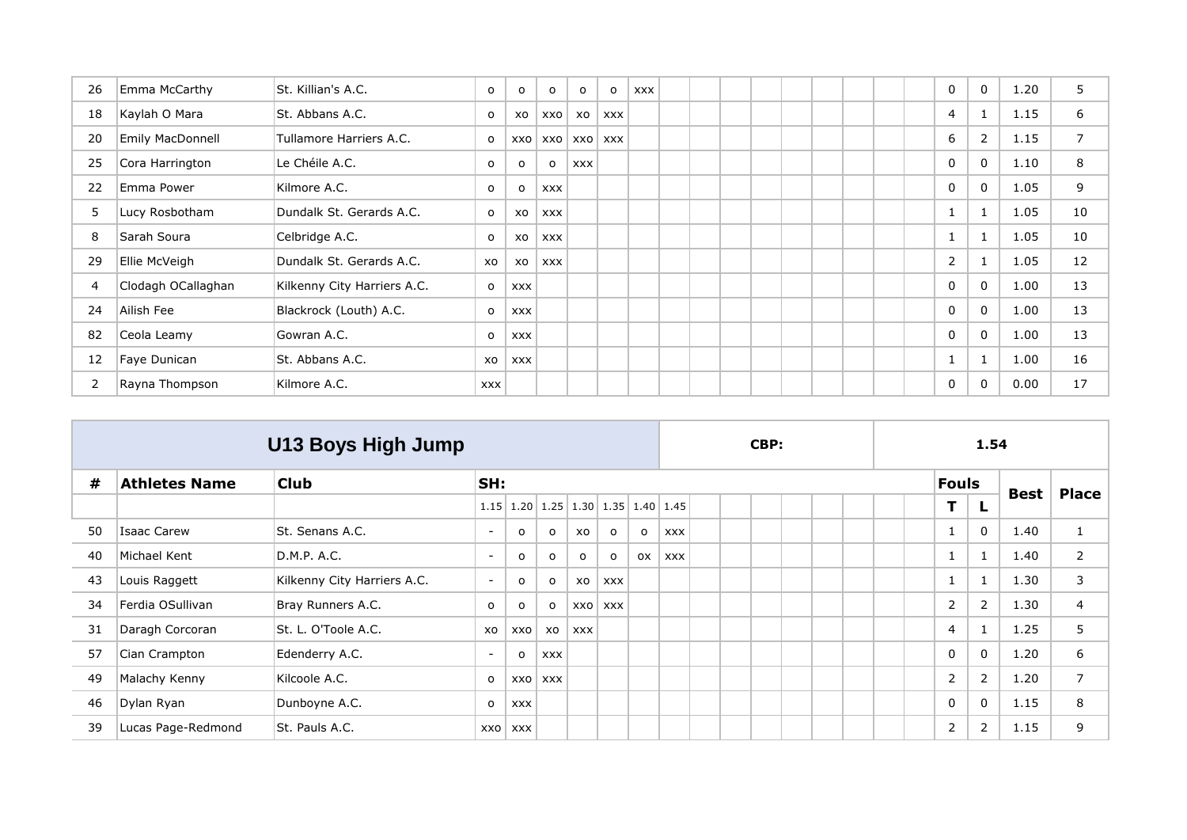| | | | | | | | | | | | | | | | | | | | | | |
|---|---|---|---|---|---|---|---|---|---|---|---|---|---|---|---|---|---|---|---|---|---|
| 26 | Emma McCarthy | St. Killian's A.C. | o | o | o | o | o | xxx | | | | | | | | | | 0 | 0 | 1.20 | 5 |
| 18 | Kaylah O Mara | St. Abbans A.C. | o | xo | xxo | xo | xxx | | | | | | | | | | | 4 | 1 | 1.15 | 6 |
| 20 | Emily MacDonnell | Tullamore Harriers A.C. | o | xxo | xxo | xxo | xxx | | | | | | | | | | | 6 | 2 | 1.15 | 7 |
| 25 | Cora Harrington | Le Chéile A.C. | o | o | o | xxx | | | | | | | | | | | | 0 | 0 | 1.10 | 8 |
| 22 | Emma Power | Kilmore A.C. | o | o | xxx | | | | | | | | | | | | | 0 | 0 | 1.05 | 9 |
| 5 | Lucy Rosbotham | Dundalk St. Gerards A.C. | o | xo | xxx | | | | | | | | | | | | | 1 | 1 | 1.05 | 10 |
| 8 | Sarah Soura | Celbridge A.C. | o | xo | xxx | | | | | | | | | | | | | 1 | 1 | 1.05 | 10 |
| 29 | Ellie McVeigh | Dundalk St. Gerards A.C. | xo | xo | xxx | | | | | | | | | | | | | 2 | 1 | 1.05 | 12 |
| 4 | Clodagh OCallaghan | Kilkenny City Harriers A.C. | o | xxx | | | | | | | | | | | | | | 0 | 0 | 1.00 | 13 |
| 24 | Ailish Fee | Blackrock (Louth) A.C. | o | xxx | | | | | | | | | | | | | | 0 | 0 | 1.00 | 13 |
| 82 | Ceola Leamy | Gowran A.C. | o | xxx | | | | | | | | | | | | | | 0 | 0 | 1.00 | 13 |
| 12 | Faye Dunican | St. Abbans A.C. | xo | xxx | | | | | | | | | | | | | | 1 | 1 | 1.00 | 16 |
| 2 | Rayna Thompson | Kilmore A.C. | xxx | | | | | | | | | | | | | | | 0 | 0 | 0.00 | 17 |

| U13 Boys High Jump | | | | | | | | | | | | CBP: | | | | | | 1.54 | | | |
|---|---|---|---|---|---|---|---|---|---|---|---|---|---|---|---|---|---|---|---|---|---|
| # | Athletes Name | Club | SH: | | | | | | | | | | | | | | | Fouls | | Best | Place |
| | | | 1.15 | 1.20 | 1.25 | 1.30 | 1.35 | 1.40 | 1.45 | | | | | | | | | T | L | | |
| 50 | Isaac Carew | St. Senans A.C. | - | o | o | xo | o | o | xxx | | | | | | | | | 1 | 0 | 1.40 | 1 |
| 40 | Michael Kent | D.M.P. A.C. | - | o | o | o | o | ox | xxx | | | | | | | | | 1 | 1 | 1.40 | 2 |
| 43 | Louis Raggett | Kilkenny City Harriers A.C. | - | o | o | xo | xxx | | | | | | | | | | | 1 | 1 | 1.30 | 3 |
| 34 | Ferdia OSullivan | Bray Runners A.C. | o | o | o | xxo | xxx | | | | | | | | | | | 2 | 2 | 1.30 | 4 |
| 31 | Daragh Corcoran | St. L. O'Toole A.C. | xo | xxo | xo | xxx | | | | | | | | | | | | 4 | 1 | 1.25 | 5 |
| 57 | Cian Crampton | Edenderry A.C. | - | o | xxx | | | | | | | | | | | | | 0 | 0 | 1.20 | 6 |
| 49 | Malachy Kenny | Kilcoole A.C. | o | xxo | xxx | | | | | | | | | | | | | 2 | 2 | 1.20 | 7 |
| 46 | Dylan Ryan | Dunboyne A.C. | o | xxx | | | | | | | | | | | | | | 0 | 0 | 1.15 | 8 |
| 39 | Lucas Page-Redmond | St. Pauls A.C. | xxo | xxx | | | | | | | | | | | | | | 2 | 2 | 1.15 | 9 |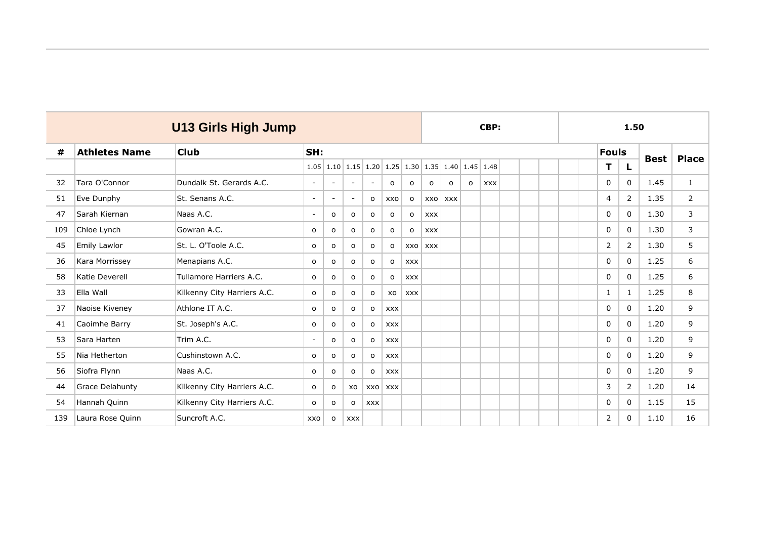## U13 Girls High Jump

**CBP:** 1.50

| # | Athletes Name | Club | SH: | | | | | | | | | | | | | | | Fouls | | Best | Place |
|---|---|---|---|---|---|---|---|---|---|---|---|---|---|---|---|---|---|---|---|---|---|
| | | | 1.05 | 1.10 | 1.15 | 1.20 | 1.25 | 1.30 | 1.35 | 1.40 | 1.45 | 1.48 | | | | | | T | L | | |
| 32 | Tara O'Connor | Dundalk St. Gerards A.C. | - | - | - | - | o | o | o | o | o | xxx | | | | | | 0 | 0 | 1.45 | 1 |
| 51 | Eve Dunphy | St. Senans A.C. | - | - | - | o | xxo | o | xxo | xxx | | | | | | | | 4 | 2 | 1.35 | 2 |
| 47 | Sarah Kiernan | Naas A.C. | - | o | o | o | o | o | xxx | | | | | | | | | 0 | 0 | 1.30 | 3 |
| 109 | Chloe Lynch | Gowran A.C. | o | o | o | o | o | o | xxx | | | | | | | | | 0 | 0 | 1.30 | 3 |
| 45 | Emily Lawlor | St. L. O'Toole A.C. | o | o | o | o | o | xxo | xxx | | | | | | | | | 2 | 2 | 1.30 | 5 |
| 36 | Kara Morrissey | Menapians A.C. | o | o | o | o | o | xxx | | | | | | | | | | 0 | 0 | 1.25 | 6 |
| 58 | Katie Deverell | Tullamore Harriers A.C. | o | o | o | o | o | xxx | | | | | | | | | | 0 | 0 | 1.25 | 6 |
| 33 | Ella Wall | Kilkenny City Harriers A.C. | o | o | o | o | xo | xxx | | | | | | | | | | 1 | 1 | 1.25 | 8 |
| 37 | Naoise Kiveney | Athlone IT A.C. | o | o | o | o | xxx | | | | | | | | | | | 0 | 0 | 1.20 | 9 |
| 41 | Caoimhe Barry | St. Joseph's A.C. | o | o | o | o | xxx | | | | | | | | | | | 0 | 0 | 1.20 | 9 |
| 53 | Sara Harten | Trim A.C. | - | o | o | o | xxx | | | | | | | | | | | 0 | 0 | 1.20 | 9 |
| 55 | Nia Hetherton | Cushinstown A.C. | o | o | o | o | xxx | | | | | | | | | | | 0 | 0 | 1.20 | 9 |
| 56 | Siofra Flynn | Naas A.C. | o | o | o | o | xxx | | | | | | | | | | | 0 | 0 | 1.20 | 9 |
| 44 | Grace Delahunty | Kilkenny City Harriers A.C. | o | o | xo | xxo | xxx | | | | | | | | | | | 3 | 2 | 1.20 | 14 |
| 54 | Hannah Quinn | Kilkenny City Harriers A.C. | o | o | o | xxx | | | | | | | | | | | | 0 | 0 | 1.15 | 15 |
| 139 | Laura Rose Quinn | Suncroft A.C. | xxo | o | xxx | | | | | | | | | | | | | 2 | 0 | 1.10 | 16 |